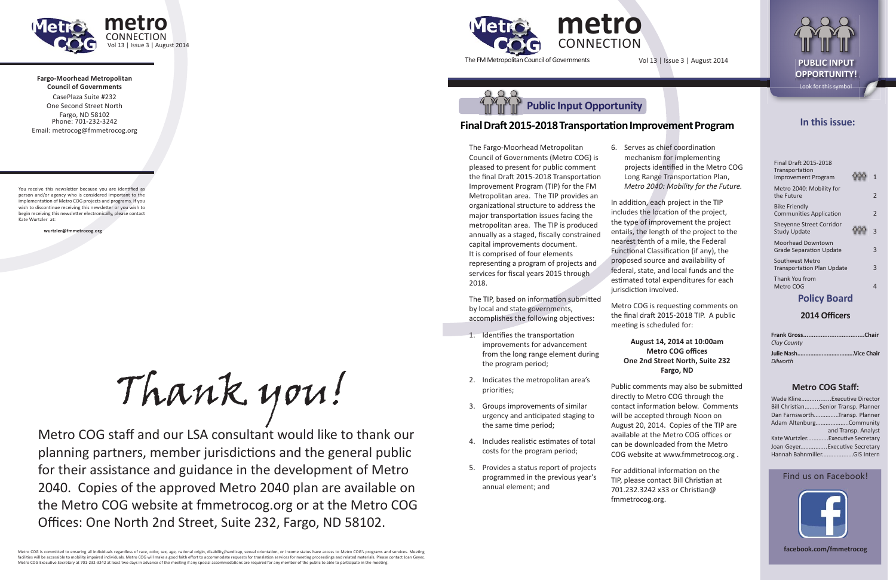**Fargo-Moorhead Metropolitan Council of Governments**

CasePlaza Suite #232
One Second Street North
Fargo, ND 58102
Phone: 701-232-3242
Email: metrocog@fmmetrocog.org

You receive this newsletter because you are identified as person and/or agency who is considered important to the implementation of Metro COG projects and programs. If you wish to discontinue receiving this newsletter or you wish to begin receiving this newsletter electronically, please contact Kate Wurtzler at:

**wurtzler@fmmetrocog.org**

# Thank you!

Metro COG staff and our LSA consultant would like to thank our planning partners, member jurisdictions and the general public for their assistance and guidance in the development of Metro 2040. Copies of the approved Metro 2040 plan are available on the Metro COG website at fmmetrocog.org or at the Metro COG Offices: One North 2nd Street, Suite 232, Fargo, ND 58102.

Metro COG is committed to ensuring all individuals regardless of race, color, sex, age, national origin, disability/handicap, sexual orientation, or income status have access to Metro COG's programs and services. Meeting facilities will be accessible to mobility impaired individuals. Metro COG will make a good faith effort to accommodate requests for translation services for meeting proceedings and related materials. Please contact Joan Geyer, Metro COG Executive Secretary at 701-232-3242 at least two days in advance of the meeting if any special accommodations are required for any member of the public to able to participate in the meeting.

# metro CONNECTION

The FM Metropolitan Council of Governments

Vol 13 | Issue 3 | August 2014

## Public Input Opportunity

## Final Draft 2015-2018 Transportation Improvement Program

The Fargo-Moorhead Metropolitan Council of Governments (Metro COG) is pleased to present for public comment the final Draft 2015-2018 Transportation Improvement Program (TIP) for the FM Metropolitan area. The TIP provides an organizational structure to address the major transportation issues facing the metropolitan area. The TIP is produced annually as a staged, fiscally constrained capital improvements document. It is comprised of four elements representing a program of projects and services for fiscal years 2015 through 2018.

The TIP, based on information submitted by local and state governments, accomplishes the following objectives:

1. Identifies the transportation improvements for advancement from the long range element during the program period;
2. Indicates the metropolitan area's priorities;
3. Groups improvements of similar urgency and anticipated staging to the same time period;
4. Includes realistic estimates of total costs for the program period;
5. Provides a status report of projects programmed in the previous year's annual element; and
6. Serves as chief coordination mechanism for implementing projects identified in the Metro COG Long Range Transportation Plan, *Metro 2040: Mobility for the Future.*

In addition, each project in the TIP includes the location of the project, the type of improvement the project entails, the length of the project to the nearest tenth of a mile, the Federal Functional Classification (if any), the proposed source and availability of federal, state, and local funds and the estimated total expenditures for each jurisdiction involved.

Metro COG is requesting comments on the final draft 2015-2018 TIP. A public meeting is scheduled for:

**August 14, 2014 at 10:00am**
**Metro COG offices**
**One 2nd Street North, Suite 232**
**Fargo, ND**

Public comments may also be submitted directly to Metro COG through the contact information below. Comments will be accepted through Noon on August 20, 2014. Copies of the TIP are available at the Metro COG offices or can be downloaded from the Metro COG website at www.fmmetrocog.org .

For additional information on the TIP, please contact Bill Christian at 701.232.3242 x33 or Christian@fmmetrocog.org.

**PUBLIC INPUT OPPORTUNITY!**
Look for this symbol

## In this issue:

| Article | Page |
|---|---|
| Final Draft 2015-2018 Transportation Improvement Program (Public Input) | 1 |
| Metro 2040: Mobility for the Future | 2 |
| Bike Friendly Communities Application | 2 |
| Sheyenne Street Corridor Study Update (Public Input) | 3 |
| Moorhead Downtown Grade Separation Update | 3 |
| Southwest Metro Transportation Plan Update | 3 |
| Thank You from Metro COG | 4 |

## Policy Board

### 2014 Officers

**Frank Gross**..................................**Chair**
*Clay County*

**Julie Nash**..................................**Vice Chair**
*Dilworth*

### Metro COG Staff:

Wade Kline..................Executive Director
Bill Christian.........Senior Transp. Planner
Dan Farnsworth..............Transp. Planner
Adam Altenburg...................Community and Transp. Analyst
Kate Wurtzler............Executive Secretary
Joan Geyer...............Executive Secretary
Hannah Bahnmiller..................GIS Intern

Find us on Facebook!

**facebook.com/fmmetrocog**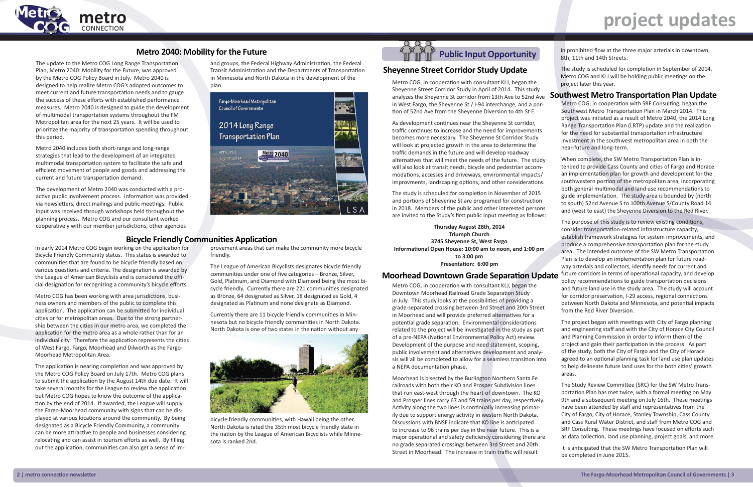# project updates

## Metro 2040: Mobility for the Future

The update to the Metro COG Long Range Transportation Plan, Metro 2040: Mobility for the Future, was approved by the Metro COG Policy Board in July. Metro 2040 is designed to help realize Metro COG's adopted outcomes to meet current and future transportation needs and to gauge the success of these efforts with established performance measures. Metro 2040 is designed to guide the development of multimodal transportation systems throughout the FM Metropolitan area for the next 25 years. It will be used to prioritize the majority of transportation spending throughout this period.

Metro 2040 includes both short-range and long-range strategies that lead to the development of an integrated multimodal transportation system to facilitate the safe and efficient movement of people and goods and addressing the current and future transportation demand.

The development of Metro 2040 was conducted with a pro-active public involvement process. Information was provided via newsletters, direct mailings and public meetings. Public input was received through workshops held throughout the planning process. Metro COG and our consultant worked cooperatively with our member jurisdictions, other agencies and groups, the Federal Highway Administration, the Federal Transit Administration and the Departments of Transportation in Minnesota and North Dakota in the development of the plan.

Fargo-Moorhead Metropolitan Council of Governments
2014 Long Range Transportation Plan
APPROVED July 17, 2014
Metro 2040
LSA

## Bicycle Friendly Communities Application

In early 2014 Metro COG begin working on the application for Bicycle Friendly Community status. This status is awarded to communities that are found to be bicycle friendly based on various questions and criteria. The designation is awarded by the League of American Bicyclists and is considered the official designation for recognizing a community's bicycle efforts.

Metro COG has been working with area jurisdictions, business owners and members of the public to complete this application. The application can be submitted for individual cities or for metropolitan areas. Due to the strong partnership between the cities in our metro area, we completed the application for the metro area as a whole rather than for an individual city. Therefore the application represents the cities of West Fargo, Fargo, Moorhead and Dilworth as the Fargo-Moorhead Metropolitan Area.

The application is nearing completion and was approved by the Metro COG Policy Board on July 17th. Metro COG plans to submit the application by the August 14th due date. It will take several months for the League to review the application but Metro COG hopes to know the outcome of the application by the end of 2014. If awarded, the League will supply the Fargo-Moorhead community with signs that can be displayed at various locations around the community. By being designated as a Bicycle Friendly Community, a community can be more attractive to people and businesses considering relocating and can assist in tourism efforts as well. By filling out the application, communities can also get a sense of improvement areas that can make the community more bicycle friendly.

The League of American Bicyclists designates bicycle friendly communities under one of five categories – Bronze, Silver, Gold, Platinum, and Diamond with Diamond being the most bicycle friendly. Currently there are 221 communities designated as Bronze, 64 designated as Silver, 18 designated as Gold, 4 designated as Platinum and none designate as Diamond.

Currently there are 11 bicycle friendly communities in Minnesota but no bicycle friendly communities in North Dakota. North Dakota is one of two states in the nation without any bicycle friendly communities, with Hawaii being the other. North Dakota is rated the 35th most bicycle friendly state in the nation by the League of American Bicyclists while Minnesota is ranked 2nd.

## Public Input Opportunity

## Sheyenne Street Corridor Study Update

Metro COG, in cooperation with consultant KLJ, began the Sheyenne Street Corridor Study in April of 2014. This study analyzes the Sheyenne St corridor from 13th Ave to 52nd Ave in West Fargo, the Sheyenne St / I-94 interchange, and a portion of 52nd Ave from the Sheyenne Diversion to 4th St E.

As development continues near the Sheyenne St corridor, traffic continues to increase and the need for improvements becomes more necessary. The Sheyenne St Corridor Study will look at projected growth in the area to determine the traffic demands in the future and will develop roadway alternatives that will meet the needs of the future. The study will also look at transit needs, bicycle and pedestrian accommodations, accesses and driveways, environmental impacts/improvments, landscaping options, and other considerations.

The study is scheduled for completion in November of 2015 and portions of Sheyenne St are programed for construction in 2018. Members of the public and other interested persons are invited to the Study's first public input meeting as follows:

**Thursday August 28th, 2014**
**Triumph Church**
**3745 Sheyenne St, West Fargo**
**Informational Open House: 10:00 am to noon, and 1:00 pm to 3:00 pm**
**Presentation: 6:00 pm**

## Moorhead Downtown Grade Separation Update

Metro COG, in cooperation with consultant KLJ, began the Downtown Moorhead Railroad Grade Separation Study in July. This study looks at the possibilities of providing a grade-separated crossing between 3rd Street and 20th Street in Moorhead and will provide preferred alternatives for a potential grade separation. Environmental considerations related to the project will be investigated in the study as part of a pre-NEPA (National Environmental Policy Act) review. Development of the purpose and need statement, scoping, public involvement and alternatives development and analysis will all be completed to allow for a seamless transition into a NEPA documentation phase.

Moorhead is bisected by the Burlington Northern Santa Fe railroads with both their KO and Prosper Subdivision lines that run east-west through the heart of downtown. The KO and Prosper lines carry 67 and 59 trains per day, respectively. Activity along the two lines is continually increasing primarily due to support energy activity in western North Dakota. Discussions with BNSF indicate that KO line is anticipated to increase to 96 trains per day in the near future. This is a major operational and safety deficiency considering there are no grade separated crossings between 3rd Street and 20th Street in Moorhead. The increase in train traffic will result in prohibited flow at the three major arterials in downtown, 8th, 11th and 14th Streets.

The study is scheduled for completion in September of 2014. Metro COG and KLJ will be holding public meetings on the project later this year.

## Southwest Metro Transportation Plan Update

Metro COG, in cooperation with SRF Consulting, began the Southwest Metro Transportation Plan in March 2014. This project was initiated as a result of Metro 2040, the 2014 Long Range Transportation Plan (LRTP) update and the realization for the need for substantial transportation infrastructure investment in the southwest metropolitan area in both the near-future and long-term.

When complete, the SW Metro Transportation Plan is intended to provide Cass County and cities of Fargo and Horace an implementation plan for growth and development for the southwestern portion of the metropolitan area, incorporating both general multimodal and land use recommendations to guide implementation. The study area is bounded by (north to south) 52nd Avenue S to 100th Avenue S/County Road 14 and (west to east) the Sheyenne Diversion to the Red River.

The purpose of this study is to review existing conditions, consider transportation-related infrastructure capacity, establish framework strategies for system improvements, and produce a comprehensive transportation plan for the study area. The intended outcome of the SW Metro Transportation Plan is to develop an implementation plan for future roadway arterials and collectors, identify needs for current and future corridors in terms of operational capacity, and develop policy recommendations to guide transportation decisions and future land use in the study area. The study will account for corridor preservation, I-29 access, regional connections between North Dakota and Minnesota, and potential impacts from the Red River Diversion.

The project began with meetings with City of Fargo planning and engineering staff and with the City of Horace City Council and Planning Commission in order to inform them of the project and gain their participation in the process. As part of the study, both the City of Fargo and the City of Horace agreed to an optional planning task for land use plan updates to help delineate future land uses for the both cities' growth areas.

The Study Review Committee (SRC) for the SW Metro Transportation Plan has met twice, with a formal meeting on May 9th and a subsequent meeting on July 16th. These meetings have been attended by staff and representatives from the City of Fargo, City of Horace, Stanley Township, Cass County and Cass Rural Water District, and staff from Metro COG and SRF Consulting. These meetings have focused on efforts such as data collection, land use planning, project goals, and more.

It is anticipated that the SW Metro Transportation Plan will be completed in June 2015.